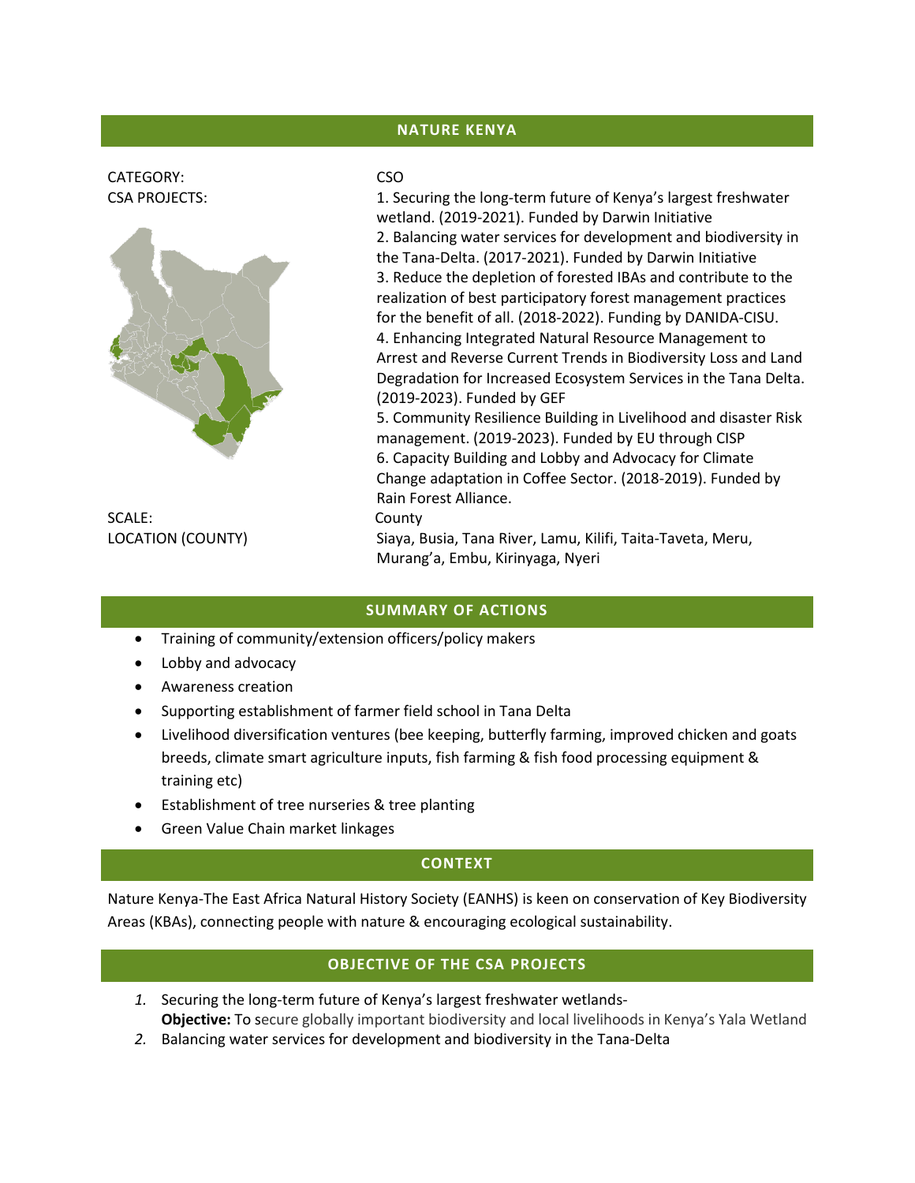## NATURE KENYA

| | |
|---|---|
| CATEGORY: | CSO |
| CSA PROJECTS: | 1. Securing the long-term future of Kenya's largest freshwater wetland. (2019-2021). Funded by Darwin Initiative<br>2. Balancing water services for development and biodiversity in the Tana-Delta. (2017-2021). Funded by Darwin Initiative<br>3. Reduce the depletion of forested IBAs and contribute to the realization of best participatory forest management practices for the benefit of all. (2018-2022). Funding by DANIDA-CISU.<br>4. Enhancing Integrated Natural Resource Management to Arrest and Reverse Current Trends in Biodiversity Loss and Land Degradation for Increased Ecosystem Services in the Tana Delta. (2019-2023). Funded by GEF<br>5. Community Resilience Building in Livelihood and disaster Risk management. (2019-2023). Funded by EU through CISP<br>6. Capacity Building and Lobby and Advocacy for Climate Change adaptation in Coffee Sector. (2018-2019). Funded by Rain Forest Alliance. |
| SCALE: | County |
| LOCATION (COUNTY) | Siaya, Busia, Tana River, Lamu, Kilifi, Taita-Taveta, Meru, Murang'a, Embu, Kirinyaga, Nyeri |

## SUMMARY OF ACTIONS

- Training of community/extension officers/policy makers
- Lobby and advocacy
- Awareness creation
- Supporting establishment of farmer field school in Tana Delta
- Livelihood diversification ventures (bee keeping, butterfly farming, improved chicken and goats breeds, climate smart agriculture inputs, fish farming & fish food processing equipment & training etc)
- Establishment of tree nurseries & tree planting
- Green Value Chain market linkages

## CONTEXT

Nature Kenya-The East Africa Natural History Society (EANHS) is keen on conservation of Key Biodiversity Areas (KBAs), connecting people with nature & encouraging ecological sustainability.

## OBJECTIVE OF THE CSA PROJECTS

1. Securing the long-term future of Kenya's largest freshwater wetlands-
   **Objective:** To secure globally important biodiversity and local livelihoods in Kenya's Yala Wetland
2. Balancing water services for development and biodiversity in the Tana-Delta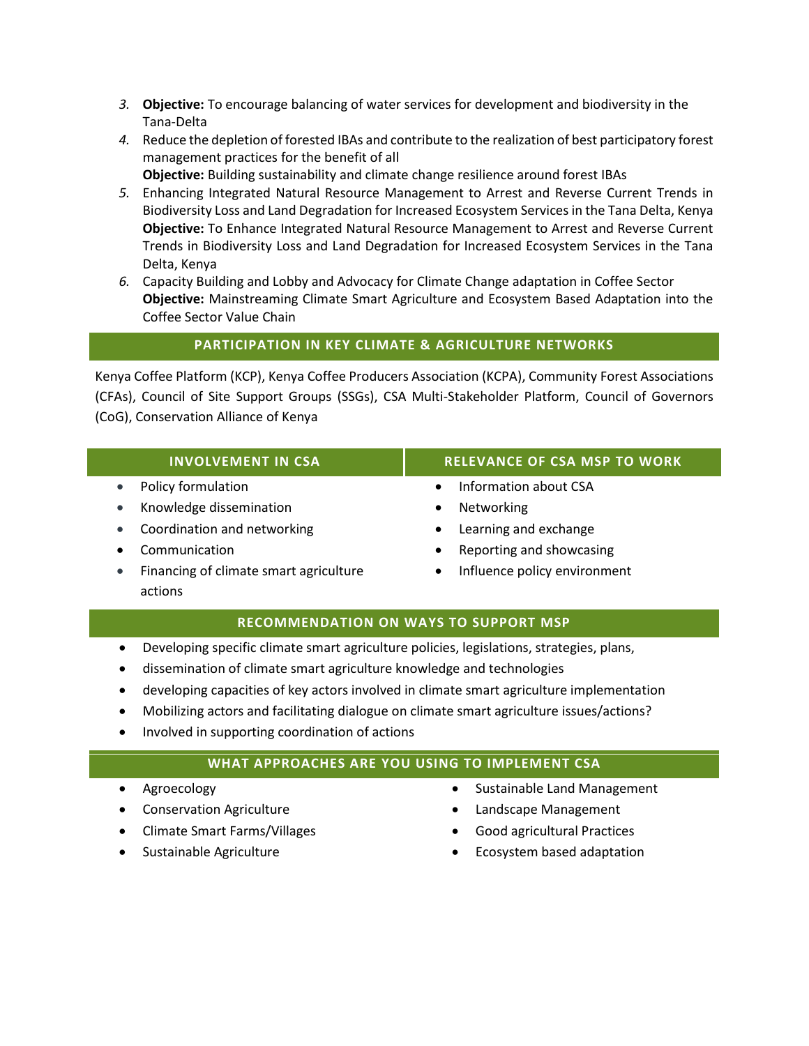3. **Objective:** To encourage balancing of water services for development and biodiversity in the Tana-Delta
4. Reduce the depletion of forested IBAs and contribute to the realization of best participatory forest management practices for the benefit of all
   **Objective:** Building sustainability and climate change resilience around forest IBAs
5. Enhancing Integrated Natural Resource Management to Arrest and Reverse Current Trends in Biodiversity Loss and Land Degradation for Increased Ecosystem Services in the Tana Delta, Kenya
   **Objective:** To Enhance Integrated Natural Resource Management to Arrest and Reverse Current Trends in Biodiversity Loss and Land Degradation for Increased Ecosystem Services in the Tana Delta, Kenya
6. Capacity Building and Lobby and Advocacy for Climate Change adaptation in Coffee Sector
   **Objective:** Mainstreaming Climate Smart Agriculture and Ecosystem Based Adaptation into the Coffee Sector Value Chain

## PARTICIPATION IN KEY CLIMATE & AGRICULTURE NETWORKS

Kenya Coffee Platform (KCP), Kenya Coffee Producers Association (KCPA), Community Forest Associations (CFAs), Council of Site Support Groups (SSGs), CSA Multi-Stakeholder Platform, Council of Governors (CoG), Conservation Alliance of Kenya

## INVOLVEMENT IN CSA

- Policy formulation
- Knowledge dissemination
- Coordination and networking
- Communication
- Financing of climate smart agriculture actions

## RELEVANCE OF CSA MSP TO WORK

- Information about CSA
- Networking
- Learning and exchange
- Reporting and showcasing
- Influence policy environment

## RECOMMENDATION ON WAYS TO SUPPORT MSP

- Developing specific climate smart agriculture policies, legislations, strategies, plans,
- dissemination of climate smart agriculture knowledge and technologies
- developing capacities of key actors involved in climate smart agriculture implementation
- Mobilizing actors and facilitating dialogue on climate smart agriculture issues/actions?
- Involved in supporting coordination of actions

## WHAT APPROACHES ARE YOU USING TO IMPLEMENT CSA

- Agroecology
- Conservation Agriculture
- Climate Smart Farms/Villages
- Sustainable Agriculture
- Sustainable Land Management
- Landscape Management
- Good agricultural Practices
- Ecosystem based adaptation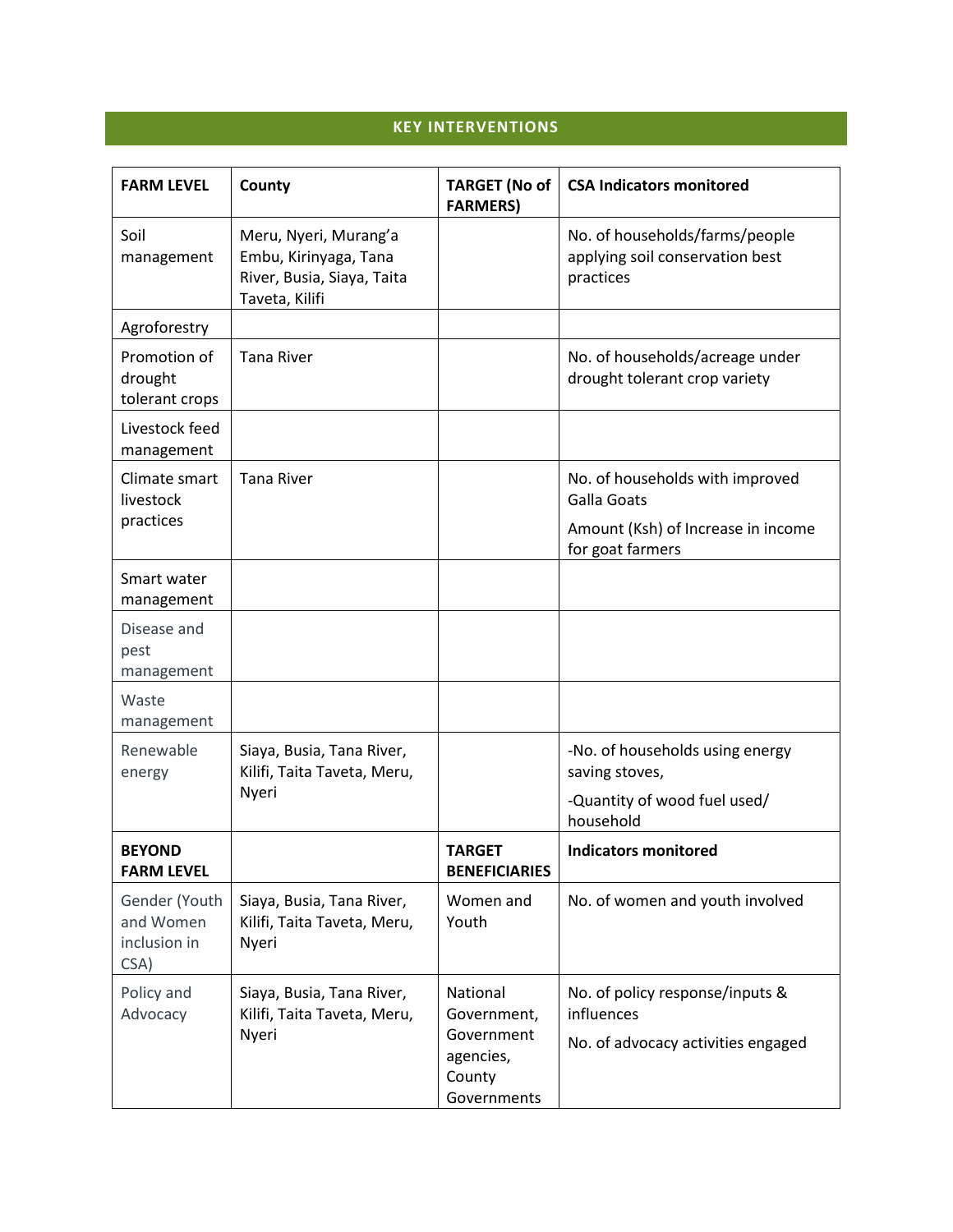## KEY INTERVENTIONS

| FARM LEVEL | County | TARGET (No of FARMERS) | CSA Indicators monitored |
|---|---|---|---|
| Soil management | Meru, Nyeri, Murang'a Embu, Kirinyaga, Tana River, Busia, Siaya, Taita Taveta, Kilifi | | No. of households/farms/people applying soil conservation best practices |
| Agroforestry | | | |
| Promotion of drought tolerant crops | Tana River | | No. of households/acreage under drought tolerant crop variety |
| Livestock feed management | | | |
| Climate smart livestock practices | Tana River | | No. of households with improved Galla Goats<br>Amount (Ksh) of Increase in income for goat farmers |
| Smart water management | | | |
| Disease and pest management | | | |
| Waste management | | | |
| Renewable energy | Siaya, Busia, Tana River, Kilifi, Taita Taveta, Meru, Nyeri | | -No. of households using energy saving stoves,<br>-Quantity of wood fuel used/ household |
| **BEYOND FARM LEVEL** | | **TARGET BENEFICIARIES** | **Indicators monitored** |
| Gender (Youth and Women inclusion in CSA) | Siaya, Busia, Tana River, Kilifi, Taita Taveta, Meru, Nyeri | Women and Youth | No. of women and youth involved |
| Policy and Advocacy | Siaya, Busia, Tana River, Kilifi, Taita Taveta, Meru, Nyeri | National Government, Government agencies, County Governments | No. of policy response/inputs & influences<br>No. of advocacy activities engaged |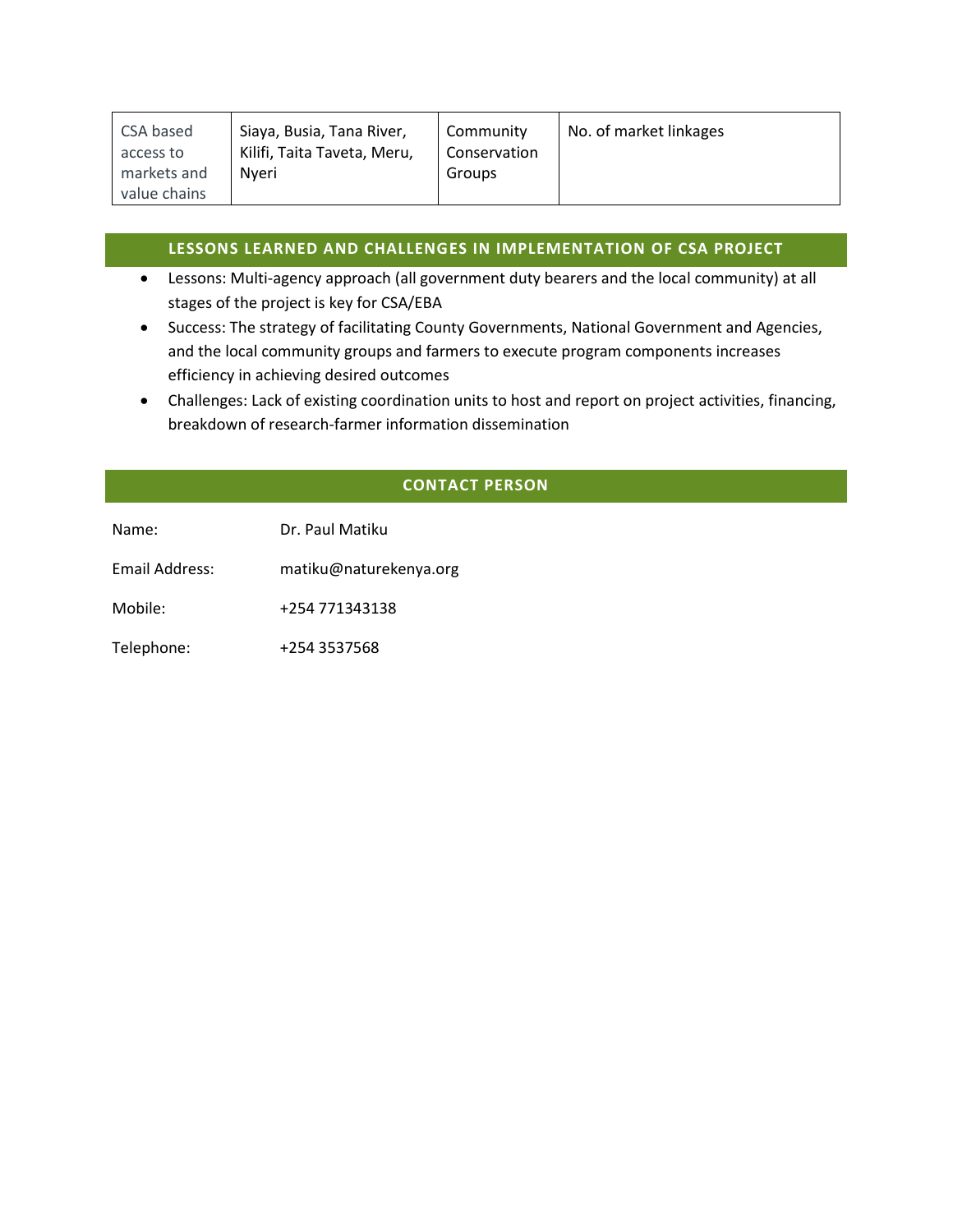| | | | |
|---|---|---|---|
| CSA based access to markets and value chains | Siaya, Busia, Tana River, Kilifi, Taita Taveta, Meru, Nyeri | Community Conservation Groups | No. of market linkages |

## LESSONS LEARNED AND CHALLENGES IN IMPLEMENTATION OF CSA PROJECT

- Lessons: Multi-agency approach (all government duty bearers and the local community) at all stages of the project is key for CSA/EBA
- Success: The strategy of facilitating County Governments, National Government and Agencies, and the local community groups and farmers to execute program components increases efficiency in achieving desired outcomes
- Challenges: Lack of existing coordination units to host and report on project activities, financing, breakdown of research-farmer information dissemination

## CONTACT PERSON

| | |
|---|---|
| Name: | Dr. Paul Matiku |
| Email Address: | matiku@naturekenya.org |
| Mobile: | +254 771343138 |
| Telephone: | +254 3537568 |